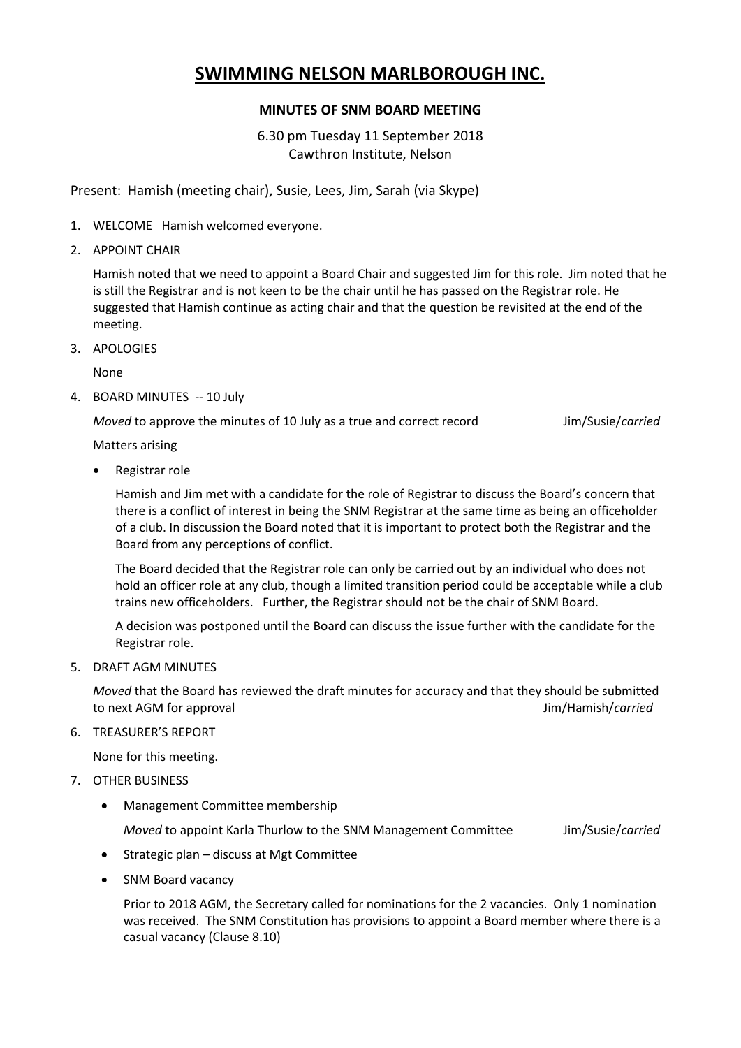# SWIMMING NELSON MARLBOROUGH INC.

## MINUTES OF SNM BOARD MEETING

6.30 pm Tuesday 11 September 2018
Cawthron Institute, Nelson

Present: Hamish (meeting chair), Susie, Lees, Jim, Sarah (via Skype)

1. WELCOME Hamish welcomed everyone.

2. APPOINT CHAIR

   Hamish noted that we need to appoint a Board Chair and suggested Jim for this role. Jim noted that he is still the Registrar and is not keen to be the chair until he has passed on the Registrar role. He suggested that Hamish continue as acting chair and that the question be revisited at the end of the meeting.

3. APOLOGIES

   None

4. BOARD MINUTES -- 10 July

   *Moved* to approve the minutes of 10 July as a true and correct record Jim/Susie/*carried*

   Matters arising

   - Registrar role

     Hamish and Jim met with a candidate for the role of Registrar to discuss the Board's concern that there is a conflict of interest in being the SNM Registrar at the same time as being an officeholder of a club. In discussion the Board noted that it is important to protect both the Registrar and the Board from any perceptions of conflict.

     The Board decided that the Registrar role can only be carried out by an individual who does not hold an officer role at any club, though a limited transition period could be acceptable while a club trains new officeholders. Further, the Registrar should not be the chair of SNM Board.

     A decision was postponed until the Board can discuss the issue further with the candidate for the Registrar role.

5. DRAFT AGM MINUTES

   *Moved* that the Board has reviewed the draft minutes for accuracy and that they should be submitted to next AGM for approval Jim/Hamish/*carried*

6. TREASURER'S REPORT

   None for this meeting.

7. OTHER BUSINESS

   - Management Committee membership

     *Moved* to appoint Karla Thurlow to the SNM Management Committee Jim/Susie/*carried*

   - Strategic plan – discuss at Mgt Committee

   - SNM Board vacancy

     Prior to 2018 AGM, the Secretary called for nominations for the 2 vacancies. Only 1 nomination was received. The SNM Constitution has provisions to appoint a Board member where there is a casual vacancy (Clause 8.10)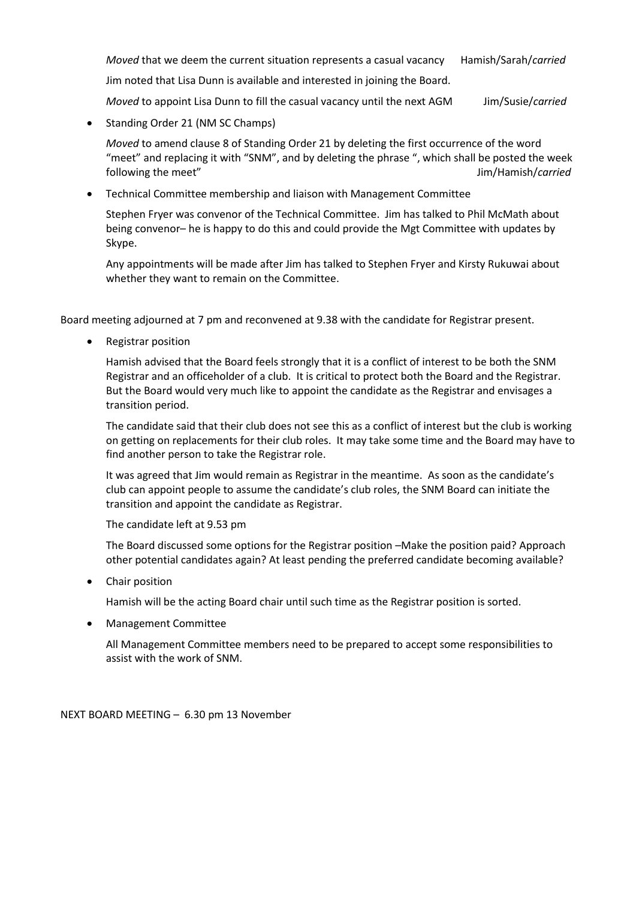*Moved* that we deem the current situation represents a casual vacancy Hamish/Sarah/*carried*

Jim noted that Lisa Dunn is available and interested in joining the Board.

*Moved* to appoint Lisa Dunn to fill the casual vacancy until the next AGM Jim/Susie/*carried*

- Standing Order 21 (NM SC Champs)

  *Moved* to amend clause 8 of Standing Order 21 by deleting the first occurrence of the word "meet" and replacing it with "SNM", and by deleting the phrase ", which shall be posted the week following the meet" Jim/Hamish/*carried*

- Technical Committee membership and liaison with Management Committee

  Stephen Fryer was convenor of the Technical Committee. Jim has talked to Phil McMath about being convenor– he is happy to do this and could provide the Mgt Committee with updates by Skype.

  Any appointments will be made after Jim has talked to Stephen Fryer and Kirsty Rukuwai about whether they want to remain on the Committee.

Board meeting adjourned at 7 pm and reconvened at 9.38 with the candidate for Registrar present.

- Registrar position

  Hamish advised that the Board feels strongly that it is a conflict of interest to be both the SNM Registrar and an officeholder of a club. It is critical to protect both the Board and the Registrar. But the Board would very much like to appoint the candidate as the Registrar and envisages a transition period.

  The candidate said that their club does not see this as a conflict of interest but the club is working on getting on replacements for their club roles. It may take some time and the Board may have to find another person to take the Registrar role.

  It was agreed that Jim would remain as Registrar in the meantime. As soon as the candidate's club can appoint people to assume the candidate's club roles, the SNM Board can initiate the transition and appoint the candidate as Registrar.

  The candidate left at 9.53 pm

  The Board discussed some options for the Registrar position –Make the position paid? Approach other potential candidates again? At least pending the preferred candidate becoming available?

- Chair position

  Hamish will be the acting Board chair until such time as the Registrar position is sorted.

- Management Committee

  All Management Committee members need to be prepared to accept some responsibilities to assist with the work of SNM.

NEXT BOARD MEETING – 6.30 pm 13 November